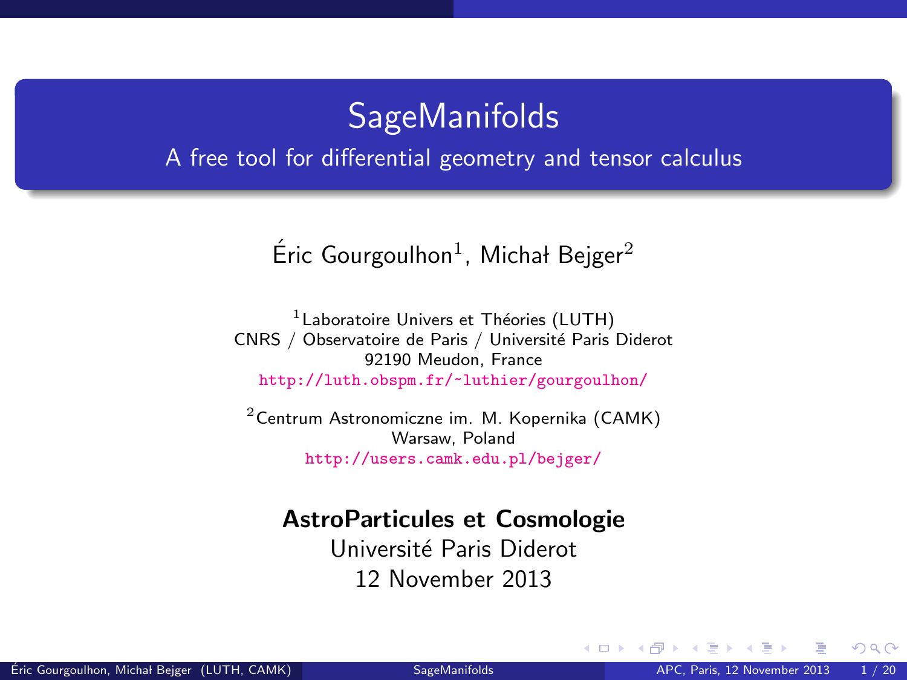# SageManifolds

## A free tool for differential geometry and tensor calculus

Éric Gourgoulhon[1], Michał Bejger[2]

[1] Laboratoire Univers et Théories (LUTH)
CNRS / Observatoire de Paris / Université Paris Diderot
92190 Meudon, France
http://luth.obspm.fr/~luthier/gourgoulhon/

[2] Centrum Astronomiczne im. M. Kopernika (CAMK)
Warsaw, Poland
http://users.camk.edu.pl/bejger/

**AstroParticules et Cosmologie**
Université Paris Diderot
12 November 2013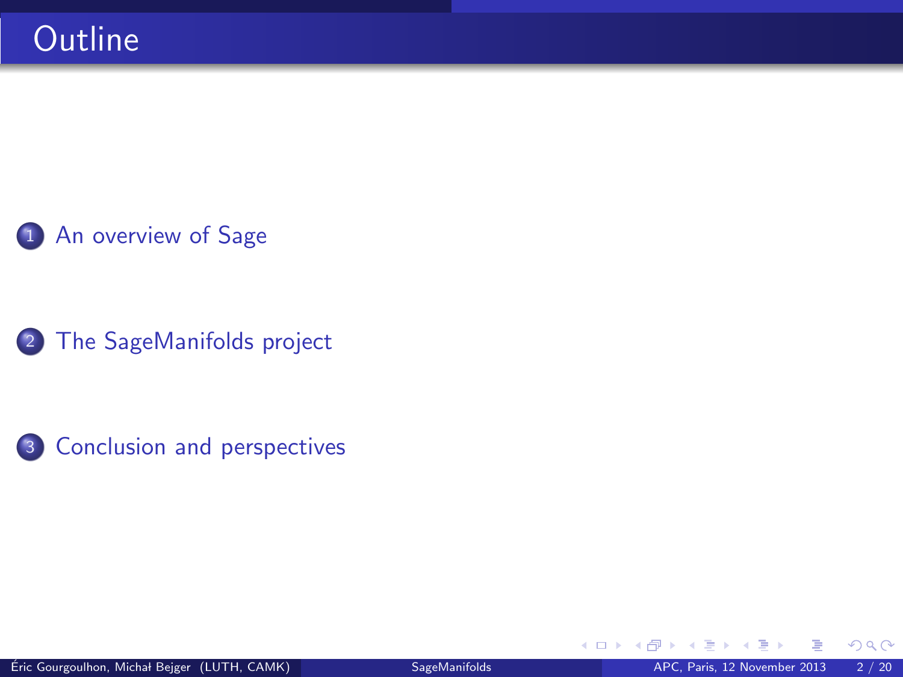# Outline

1. An overview of Sage
2. The SageManifolds project
3. Conclusion and perspectives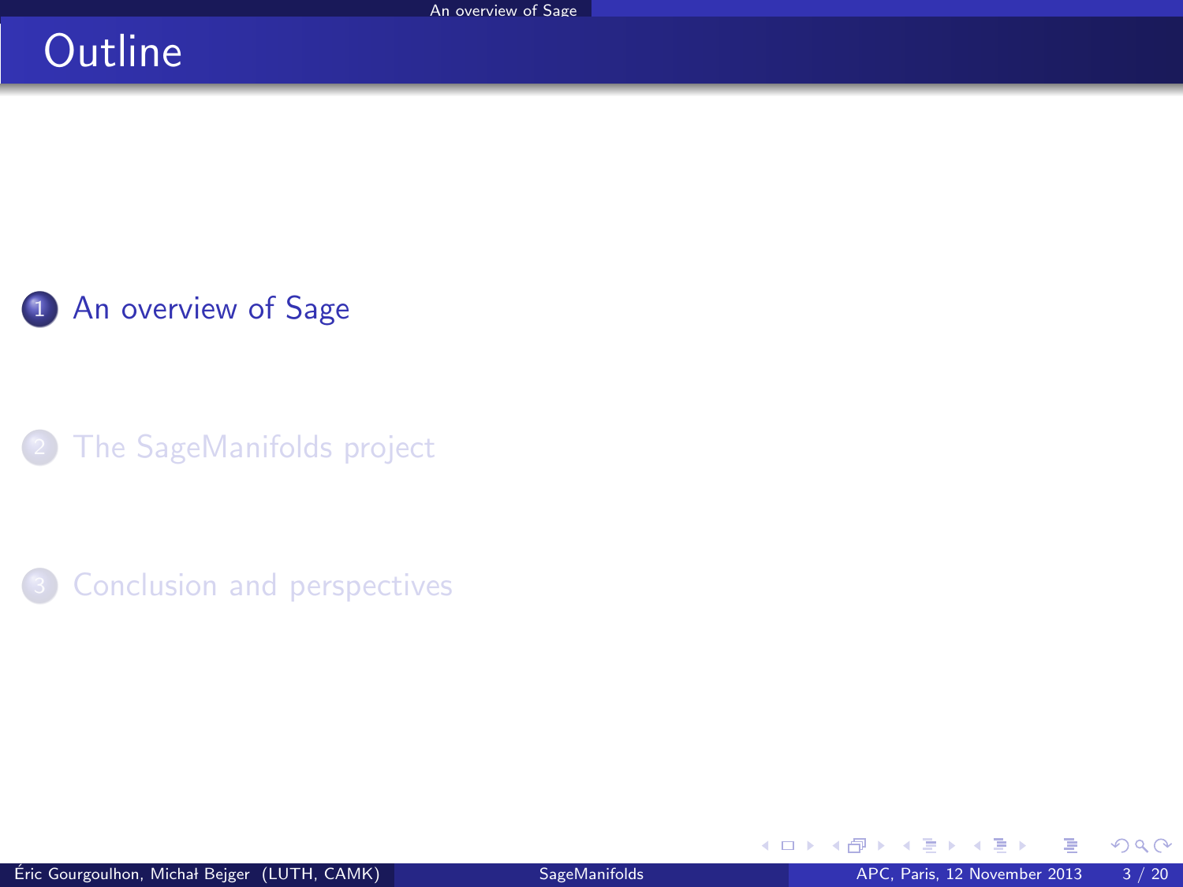# Outline

1. An overview of Sage

2. The SageManifolds project

3. Conclusion and perspectives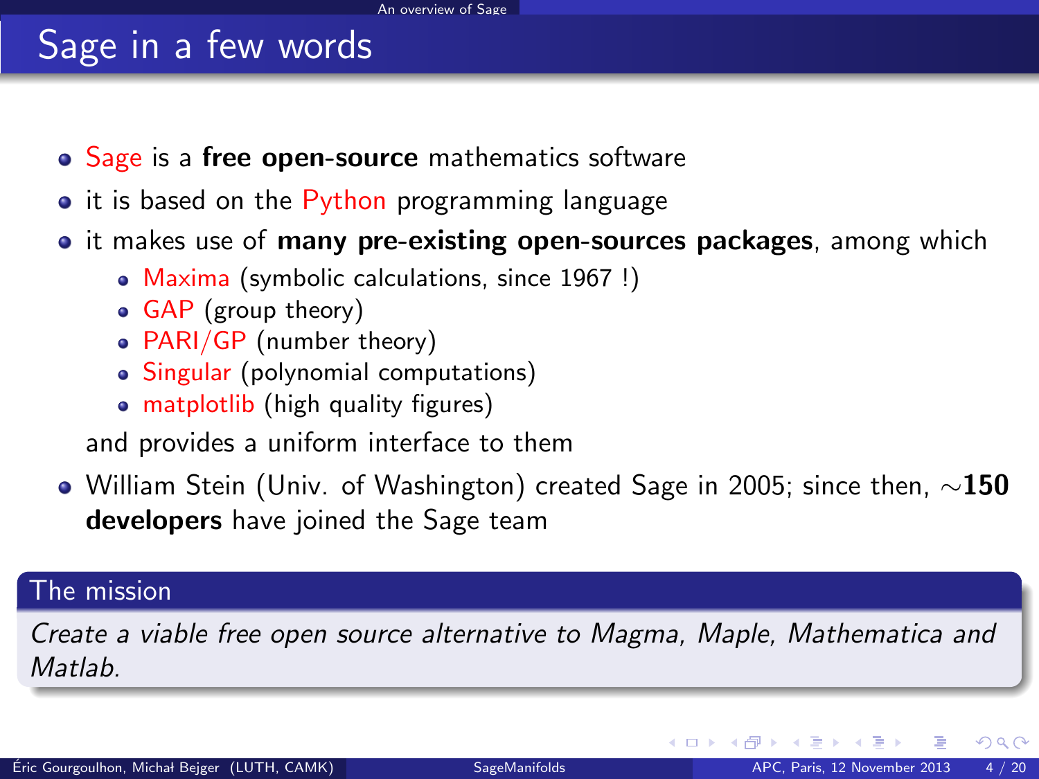# Sage in a few words

- Sage is a **free open-source** mathematics software
- it is based on the Python programming language
- it makes use of **many pre-existing open-sources packages**, among which
  - Maxima (symbolic calculations, since 1967 !)
  - GAP (group theory)
  - PARI/GP (number theory)
  - Singular (polynomial computations)
  - matplotlib (high quality figures)

  and provides a uniform interface to them
- William Stein (Univ. of Washington) created Sage in 2005; since then, $\sim$**150 developers** have joined the Sage team

**The mission**

*Create a viable free open source alternative to Magma, Maple, Mathematica and Matlab.*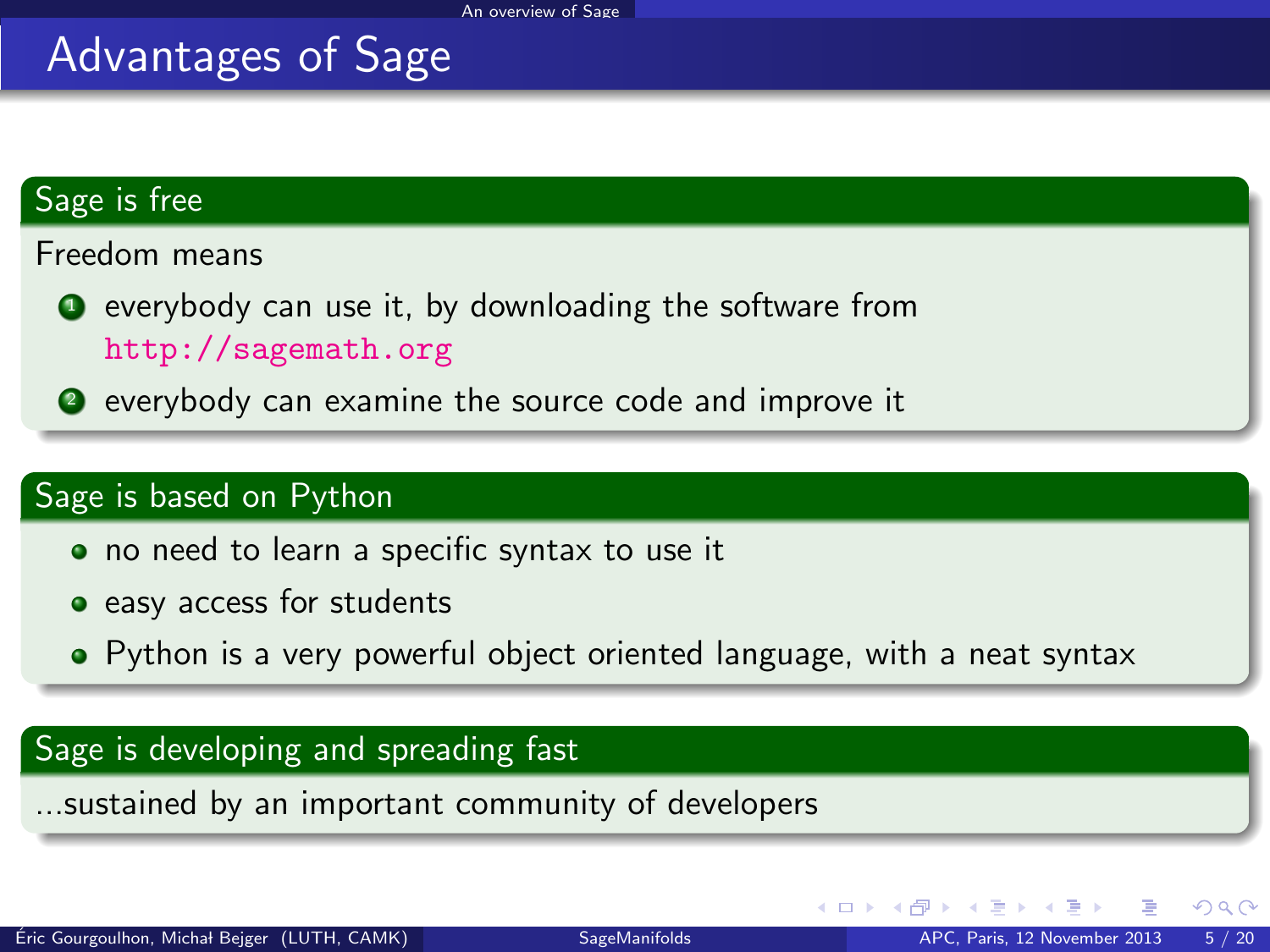# Advantages of Sage

## Sage is free

Freedom means

1. everybody can use it, by downloading the software from http://sagemath.org
2. everybody can examine the source code and improve it

## Sage is based on Python

- no need to learn a specific syntax to use it
- easy access for students
- Python is a very powerful object oriented language, with a neat syntax

## Sage is developing and spreading fast

...sustained by an important community of developers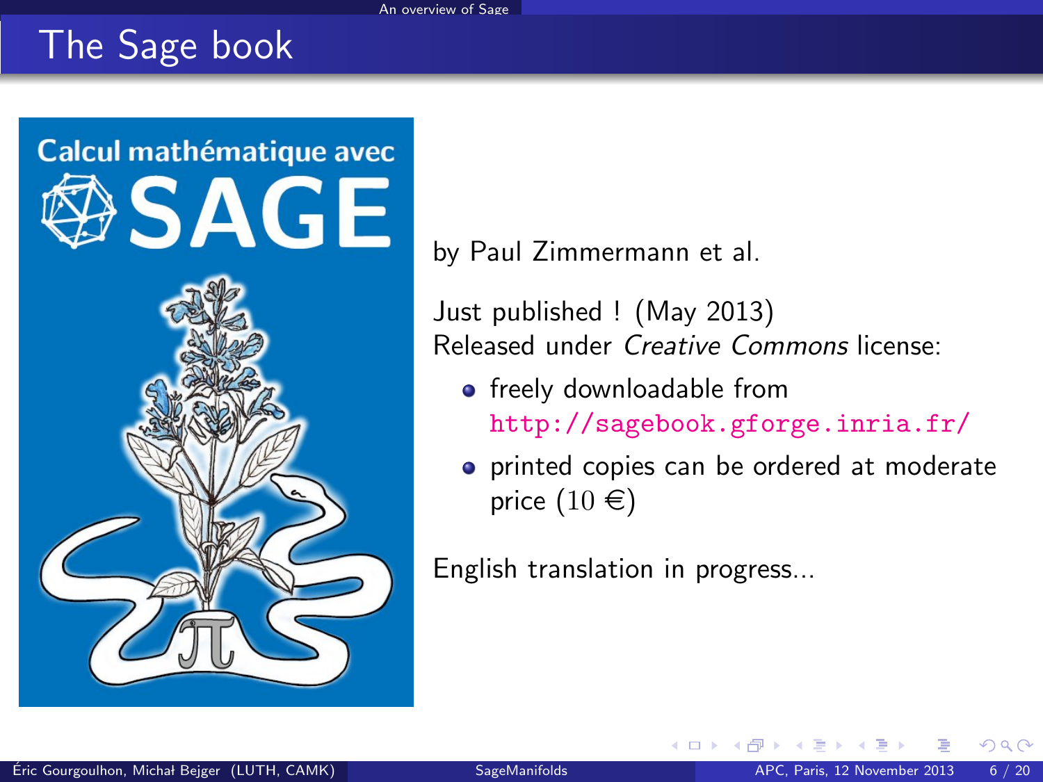# The Sage book

Calcul mathématique avec SAGE

by Paul Zimmermann et al.

Just published ! (May 2013)
Released under *Creative Commons* license:

- freely downloadable from http://sagebook.gforge.inria.fr/
- printed copies can be ordered at moderate price ($10$ €)

English translation in progress...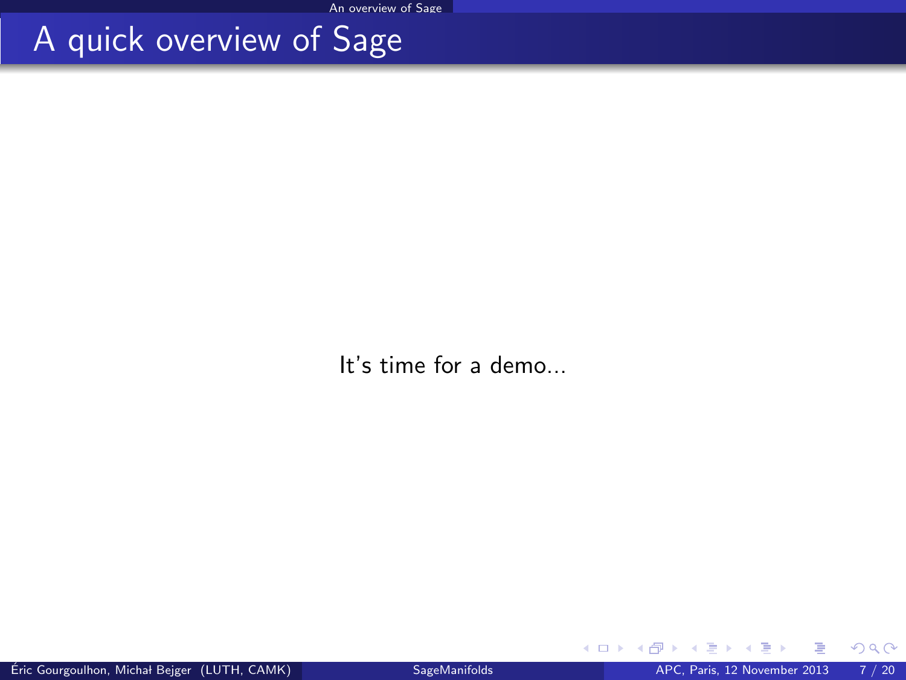# A quick overview of Sage

It's time for a demo...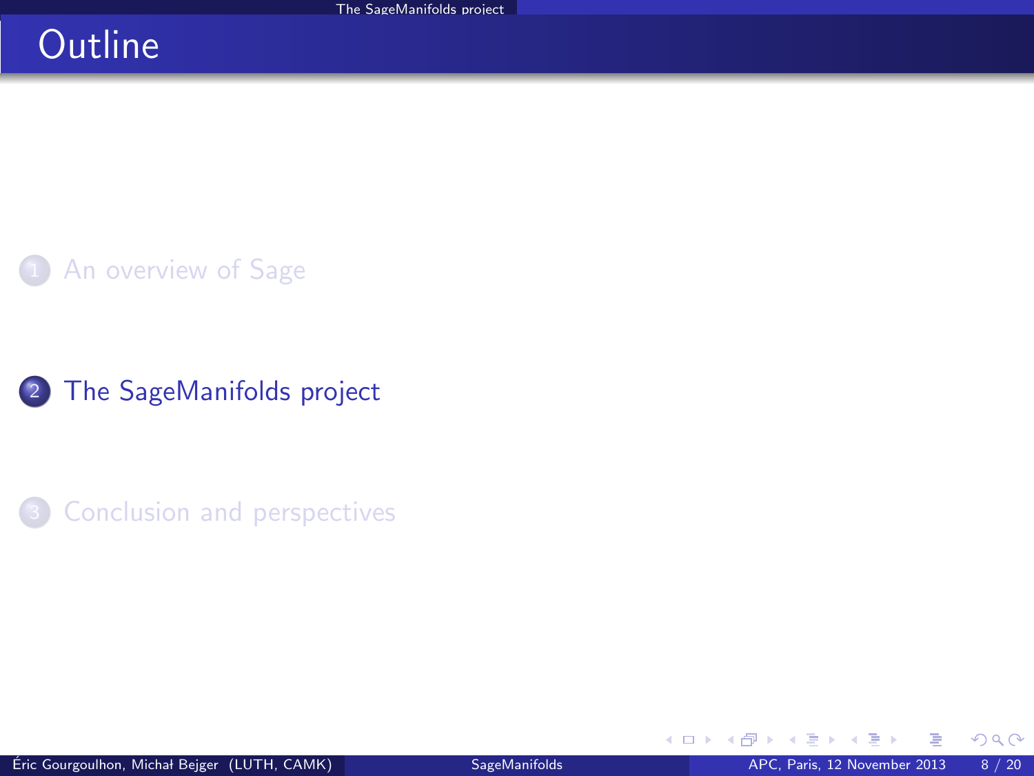# Outline

1. An overview of Sage
2. The SageManifolds project
3. Conclusion and perspectives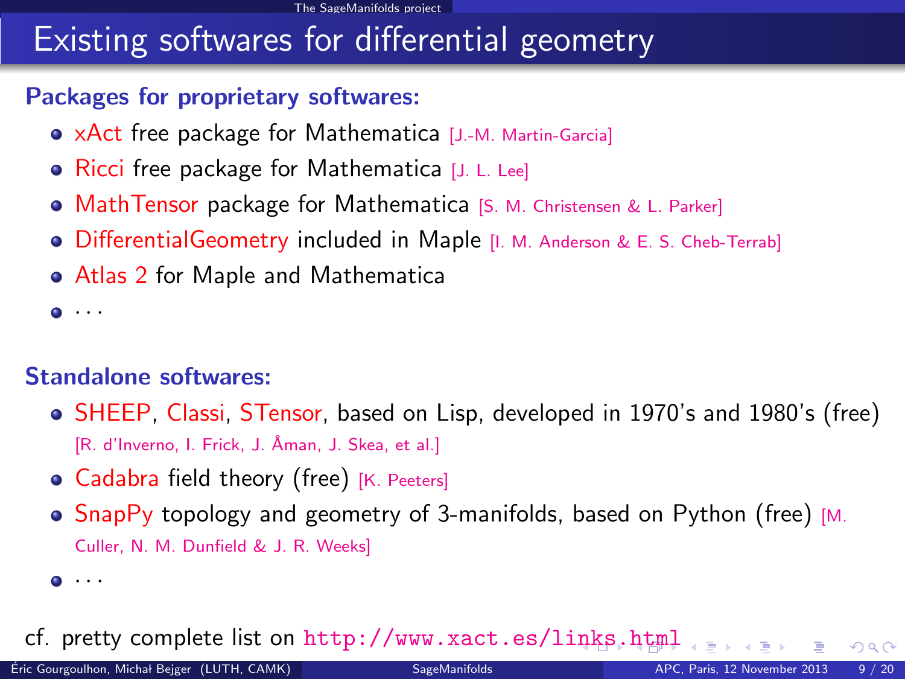# Existing softwares for differential geometry

**Packages for proprietary softwares:**

- xAct free package for Mathematica [J.-M. Martin-Garcia]
- Ricci free package for Mathematica [J. L. Lee]
- MathTensor package for Mathematica [S. M. Christensen & L. Parker]
- DifferentialGeometry included in Maple [I. M. Anderson & E. S. Cheb-Terrab]
- Atlas 2 for Maple and Mathematica
- ...

**Standalone softwares:**

- SHEEP, Classi, STensor, based on Lisp, developed in 1970's and 1980's (free) [R. d'Inverno, I. Frick, J. Åman, J. Skea, et al.]
- Cadabra field theory (free) [K. Peeters]
- SnapPy topology and geometry of 3-manifolds, based on Python (free) [M. Culler, N. M. Dunfield & J. R. Weeks]
- ...

cf. pretty complete list on `http://www.xact.es/links.html`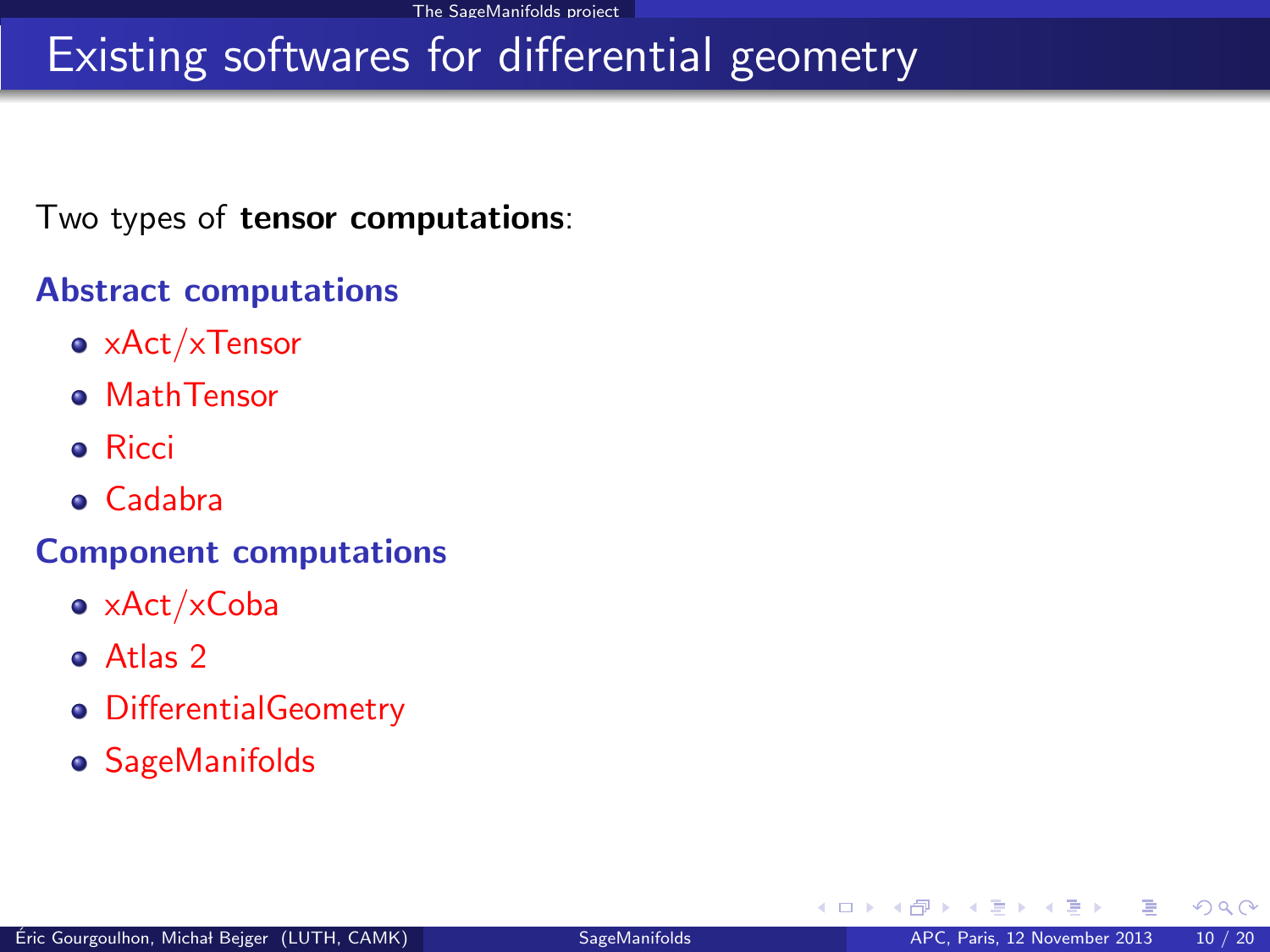# Existing softwares for differential geometry

Two types of **tensor computations**:

### Abstract computations

- xAct/xTensor
- MathTensor
- Ricci
- Cadabra

### Component computations

- xAct/xCoba
- Atlas 2
- DifferentialGeometry
- SageManifolds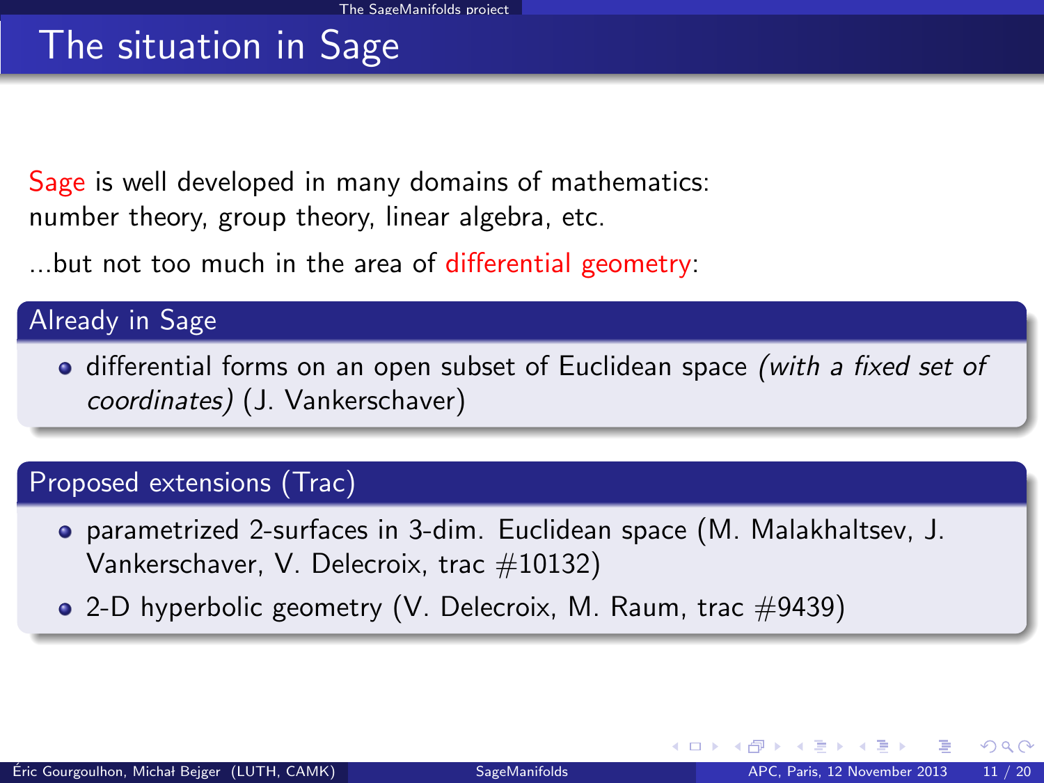# The situation in Sage

Sage is well developed in many domains of mathematics: number theory, group theory, linear algebra, etc.

...but not too much in the area of differential geometry:

## Already in Sage

- differential forms on an open subset of Euclidean space *(with a fixed set of coordinates)* (J. Vankerschaver)

## Proposed extensions (Trac)

- parametrized 2-surfaces in 3-dim. Euclidean space (M. Malakhaltsev, J. Vankerschaver, V. Delecroix, trac #10132)
- 2-D hyperbolic geometry (V. Delecroix, M. Raum, trac #9439)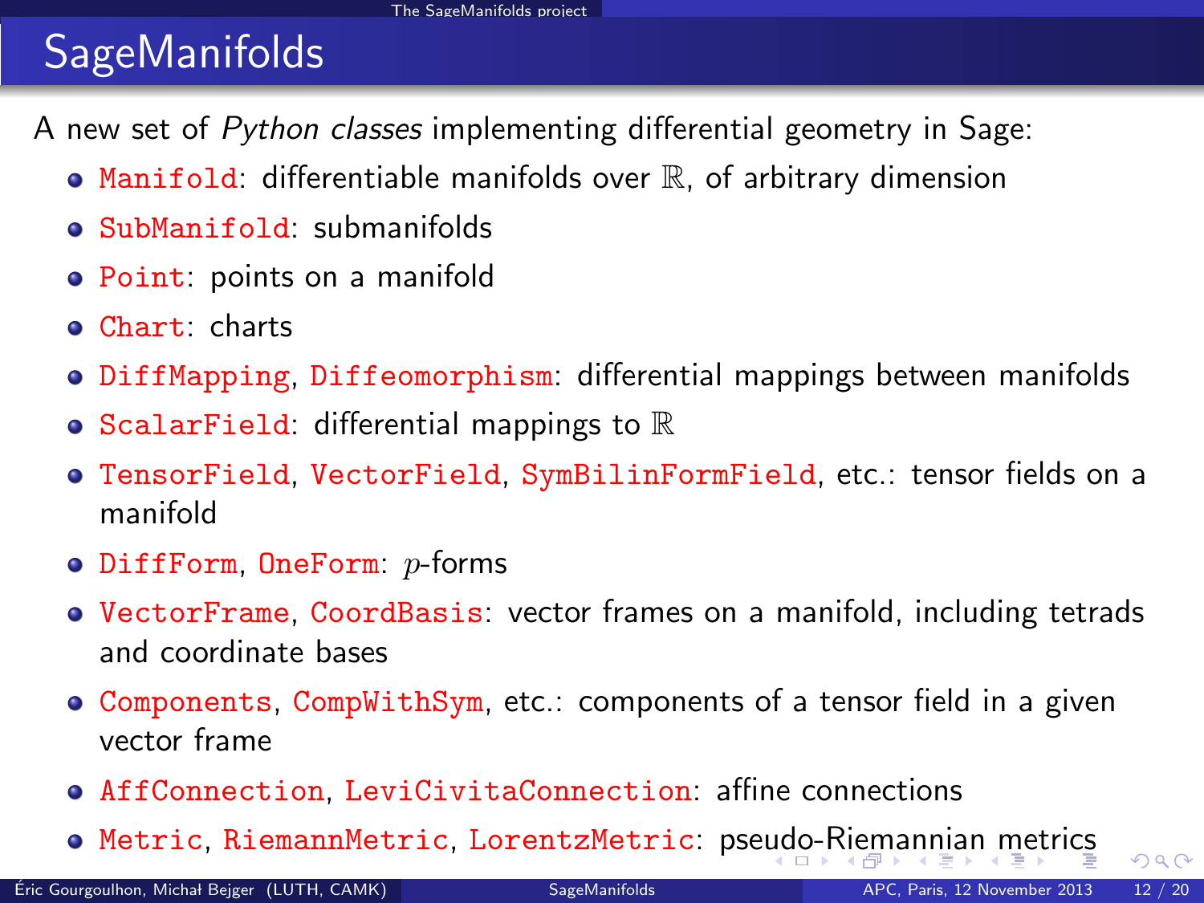# SageManifolds

A new set of *Python classes* implementing differential geometry in Sage:

- `Manifold`: differentiable manifolds over $\mathbb{R}$, of arbitrary dimension
- `SubManifold`: submanifolds
- `Point`: points on a manifold
- `Chart`: charts
- `DiffMapping`, `Diffeomorphism`: differential mappings between manifolds
- `ScalarField`: differential mappings to $\mathbb{R}$
- `TensorField`, `VectorField`, `SymBilinFormField`, etc.: tensor fields on a manifold
- `DiffForm`, `OneForm`: $p$-forms
- `VectorFrame`, `CoordBasis`: vector frames on a manifold, including tetrads and coordinate bases
- `Components`, `CompWithSym`, etc.: components of a tensor field in a given vector frame
- `AffConnection`, `LeviCivitaConnection`: affine connections
- `Metric`, `RiemannMetric`, `LorentzMetric`: pseudo-Riemannian metrics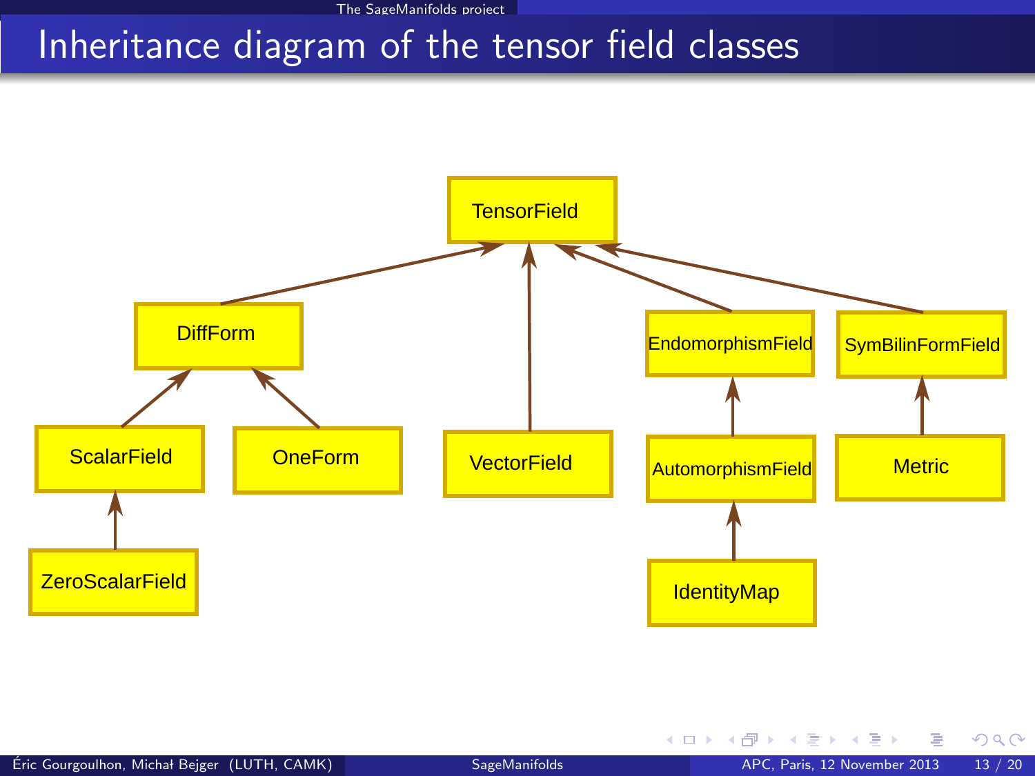# Inheritance diagram of the tensor field classes

TensorField

DiffForm

VectorField

EndomorphismField

SymBilinFormField

ScalarField

OneForm

AutomorphismField

Metric

ZeroScalarField

IdentityMap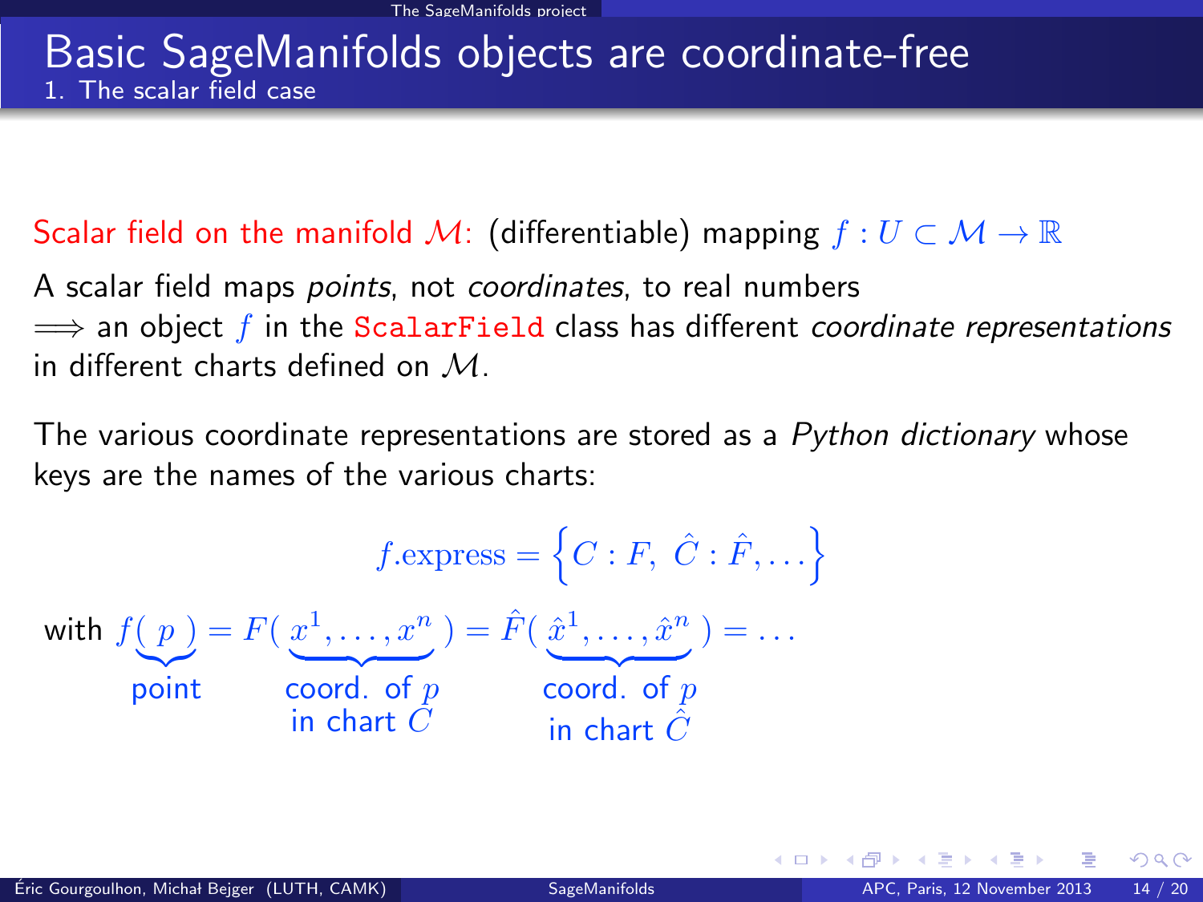# Basic SageManifolds objects are coordinate-free

## 1. The scalar field case

Scalar field on the manifold $\mathcal{M}$: (differentiable) mapping $f : U \subset \mathcal{M} \to \mathbb{R}$

A scalar field maps *points*, not *coordinates*, to real numbers
$\Longrightarrow$ an object $f$ in the `ScalarField` class has different *coordinate representations* in different charts defined on $\mathcal{M}$.

The various coordinate representations are stored as a *Python dictionary* whose keys are the names of the various charts:

$$f.\mathrm{express} = \left\{ C : F, \ \hat{C} : \hat{F}, \ldots \right\}$$

with
$$f(\underbrace{p}_{\text{point}}) = F(\underbrace{x^1, \ldots, x^n}_{\substack{\text{coord. of } p \\ \text{in chart } C}}) = \hat{F}(\underbrace{\hat{x}^1, \ldots, \hat{x}^n}_{\substack{\text{coord. of } p \\ \text{in chart } \hat{C}}}) = \ldots$$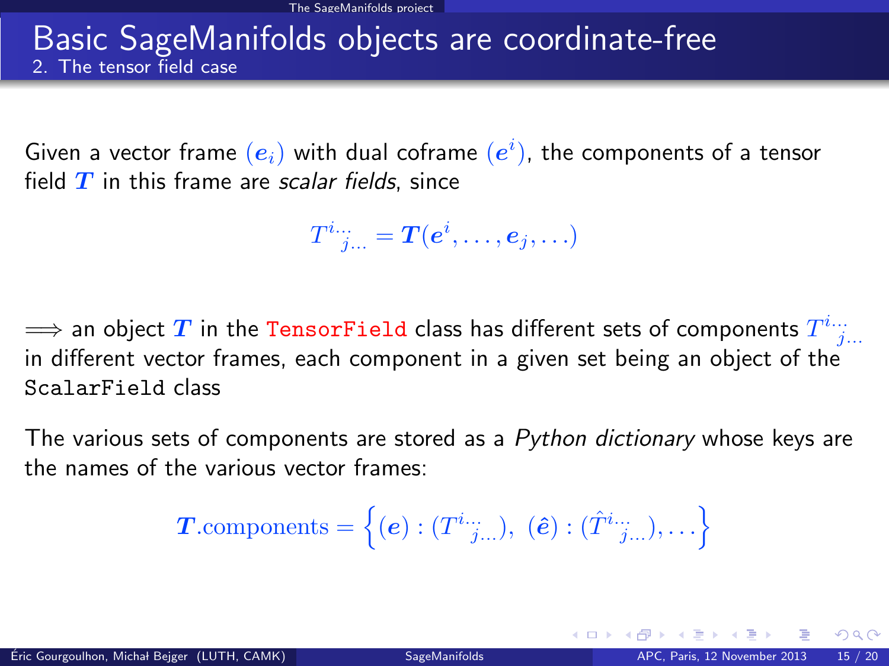# Basic SageManifolds objects are coordinate-free

## 2. The tensor field case

Given a vector frame $(\boldsymbol{e}_i)$ with dual coframe $(\boldsymbol{e}^i)$, the components of a tensor field $\boldsymbol{T}$ in this frame are *scalar fields*, since

$$T^{i\ldots}{}_{j\ldots} = \boldsymbol{T}(\boldsymbol{e}^i, \ldots, \boldsymbol{e}_j, \ldots)$$

$\Longrightarrow$ an object $\boldsymbol{T}$ in the `TensorField` class has different sets of components $T^{i\ldots}{}_{j\ldots}$ in different vector frames, each component in a given set being an object of the `ScalarField` class

The various sets of components are stored as a *Python dictionary* whose keys are the names of the various vector frames:

$$\boldsymbol{T}.\text{components} = \left\{ (\boldsymbol{e}) : (T^{i\ldots}{}_{j\ldots}),\ (\hat{\boldsymbol{e}}) : (\hat{T}^{i\ldots}{}_{j\ldots}), \ldots \right\}$$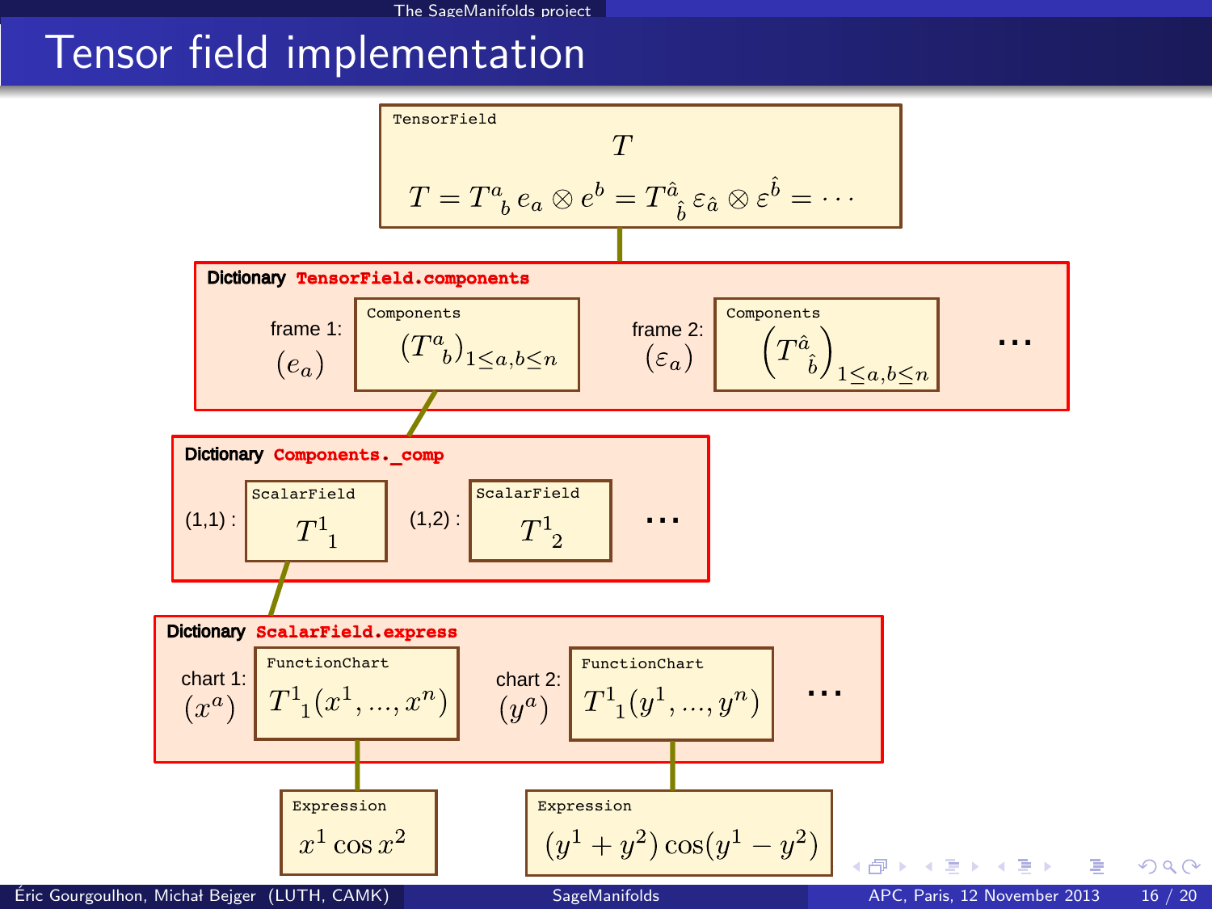# Tensor field implementation

TensorField

$$T$$

$$T = T^a_{\ b}\, e_a \otimes e^b = T^{\hat{a}}_{\ \hat{b}}\, \varepsilon_{\hat{a}} \otimes \varepsilon^{\hat{b}} = \cdots$$

**Dictionary** `TensorField.components`

- frame 1: $(e_a)$ — Components: $\left(T^a_{\ b}\right)_{1 \le a,b \le n}$
- frame 2: $(\varepsilon_a)$ — Components: $\left(T^{\hat{a}}_{\ \hat{b}}\right)_{1 \le a,b \le n}$
- ...

**Dictionary** `Components._comp`

- (1,1) : ScalarField $T^1_{\ 1}$
- (1,2) : ScalarField $T^1_{\ 2}$
- ...

**Dictionary** `ScalarField.express`

- chart 1: $(x^a)$ — FunctionChart $T^1_{\ 1}(x^1, \ldots, x^n)$ — Expression $x^1 \cos x^2$
- chart 2: $(y^a)$ — FunctionChart $T^1_{\ 1}(y^1, \ldots, y^n)$ — Expression $(y^1 + y^2)\cos(y^1 - y^2)$
- ...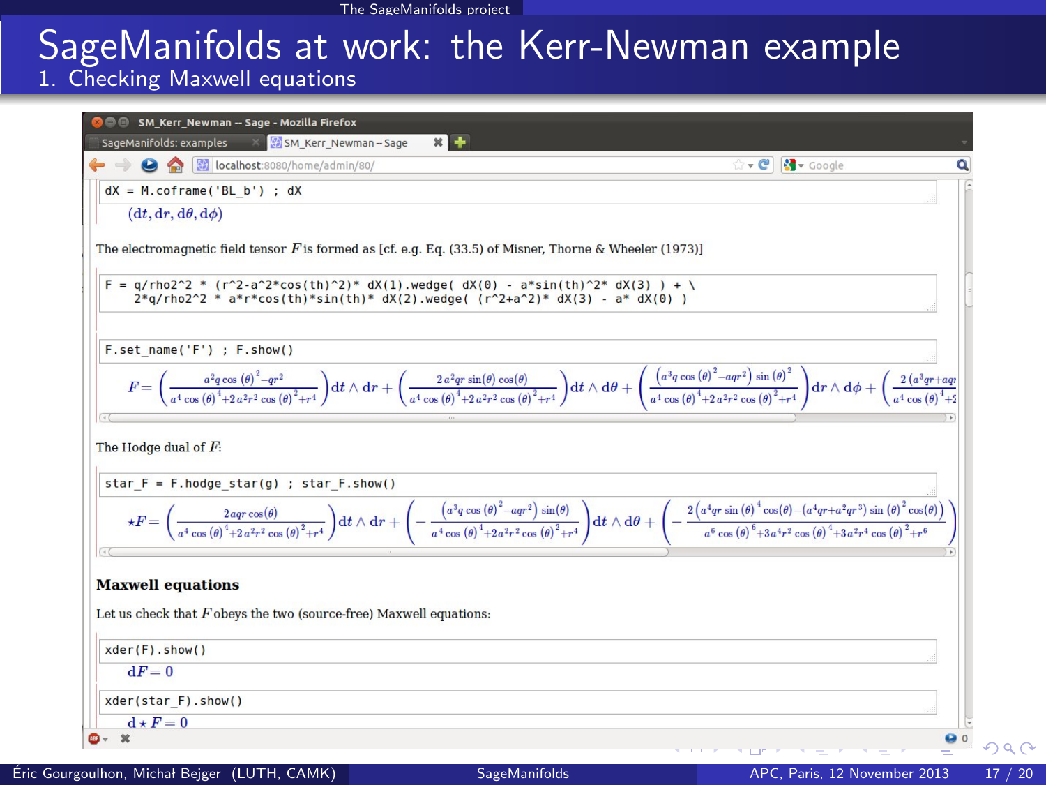# SageManifolds at work: the Kerr-Newman example

## 1. Checking Maxwell equations

```
dX = M.coframe('BL_b') ; dX
```

$$(dt, dr, d\theta, d\phi)$$

The electromagnetic field tensor $F$ is formed as [cf. e.g. Eq. (33.5) of Misner, Thorne & Wheeler (1973)]

```
F = q/rho2^2 * (r^2-a^2*cos(th)^2)* dX(1).wedge( dX(0) - a*sin(th)^2* dX(3) ) + \
    2*q/rho2^2 * a*r*cos(th)*sin(th)* dX(2).wedge( (r^2+a^2)* dX(3) - a* dX(0) )
```

```
F.set_name('F') ; F.show()
```

$$F = \left(\frac{a^2 q\cos(\theta)^2 - qr^2}{a^4\cos(\theta)^4 + 2a^2r^2\cos(\theta)^2 + r^4}\right)dt\wedge dr + \left(\frac{2a^2 qr\sin(\theta)\cos(\theta)}{a^4\cos(\theta)^4 + 2a^2r^2\cos(\theta)^2 + r^4}\right)dt\wedge d\theta + \left(\frac{\left(a^3 q\cos(\theta)^2 - aqr^2\right)\sin(\theta)^2}{a^4\cos(\theta)^4 + 2a^2r^2\cos(\theta)^2 + r^4}\right)dr\wedge d\phi + \left(\frac{2\left(a^3qr + aqr\right.}{a^4\cos(\theta)^4 + 2\right.}$$

The Hodge dual of $F$:

```
star_F = F.hodge_star(g) ; star_F.show()
```

$$\star F = \left(\frac{2aqr\cos(\theta)}{a^4\cos(\theta)^4 + 2a^2r^2\cos(\theta)^2 + r^4}\right)dt\wedge dr + \left(-\frac{\left(a^3q\cos(\theta)^2 - aqr^2\right)\sin(\theta)}{a^4\cos(\theta)^4 + 2a^2r^2\cos(\theta)^2 + r^4}\right)dt\wedge d\theta + \left(-\frac{2\left(a^4qr\sin(\theta)^4\cos(\theta) - \left(a^4qr + a^2qr^3\right)\sin(\theta)^2\cos(\theta)\right)}{a^6\cos(\theta)^6 + 3a^4r^2\cos(\theta)^4 + 3a^2r^4\cos(\theta)^2 + r^6}\right)$$

### Maxwell equations

Let us check that $F$ obeys the two (source-free) Maxwell equations:

```
xder(F).show()
```

$$dF = 0$$

```
xder(star_F).show()
```

$$d\star F = 0$$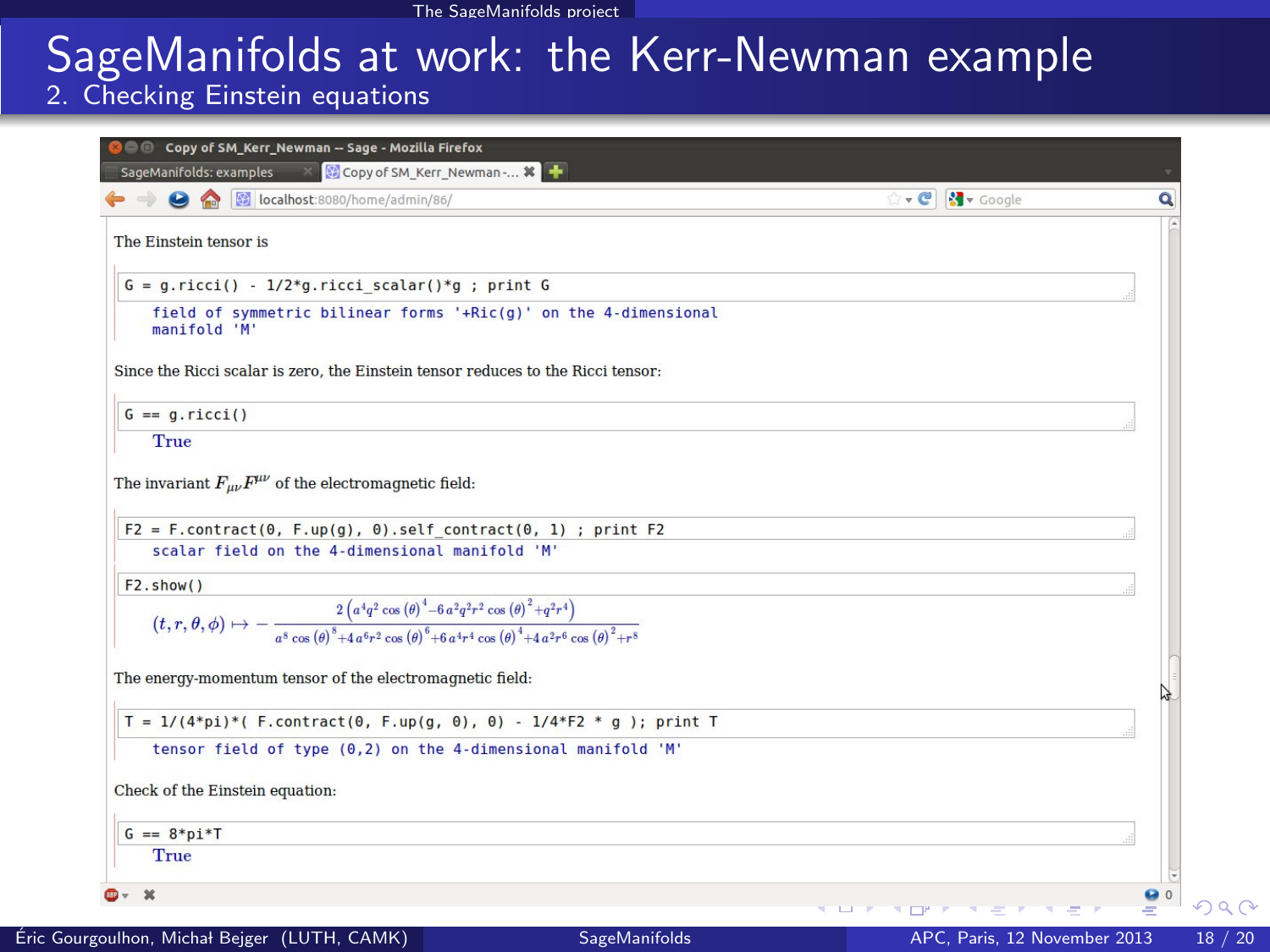# SageManifolds at work: the Kerr-Newman example

## 2. Checking Einstein equations

The Einstein tensor is

```
G = g.ricci() - 1/2*g.ricci_scalar()*g ; print G
```

```
field of symmetric bilinear forms '+Ric(g)' on the 4-dimensional
manifold 'M'
```

Since the Ricci scalar is zero, the Einstein tensor reduces to the Ricci tensor:

```
G == g.ricci()
```

True

The invariant $F_{\mu\nu}F^{\mu\nu}$ of the electromagnetic field:

```
F2 = F.contract(0, F.up(g), 0).self_contract(0, 1) ; print F2
```

```
scalar field on the 4-dimensional manifold 'M'
```

```
F2.show()
```

$$(t, r, \theta, \phi) \mapsto -\frac{2\left(a^4q^2\cos(\theta)^4 - 6\,a^2q^2r^2\cos(\theta)^2 + q^2r^4\right)}{a^8\cos(\theta)^8 + 4\,a^6r^2\cos(\theta)^6 + 6\,a^4r^4\cos(\theta)^4 + 4\,a^2r^6\cos(\theta)^2 + r^8}$$

The energy-momentum tensor of the electromagnetic field:

```
T = 1/(4*pi)*( F.contract(0, F.up(g, 0), 0) - 1/4*F2 * g ); print T
```

```
tensor field of type (0,2) on the 4-dimensional manifold 'M'
```

Check of the Einstein equation:

```
G == 8*pi*T
```

True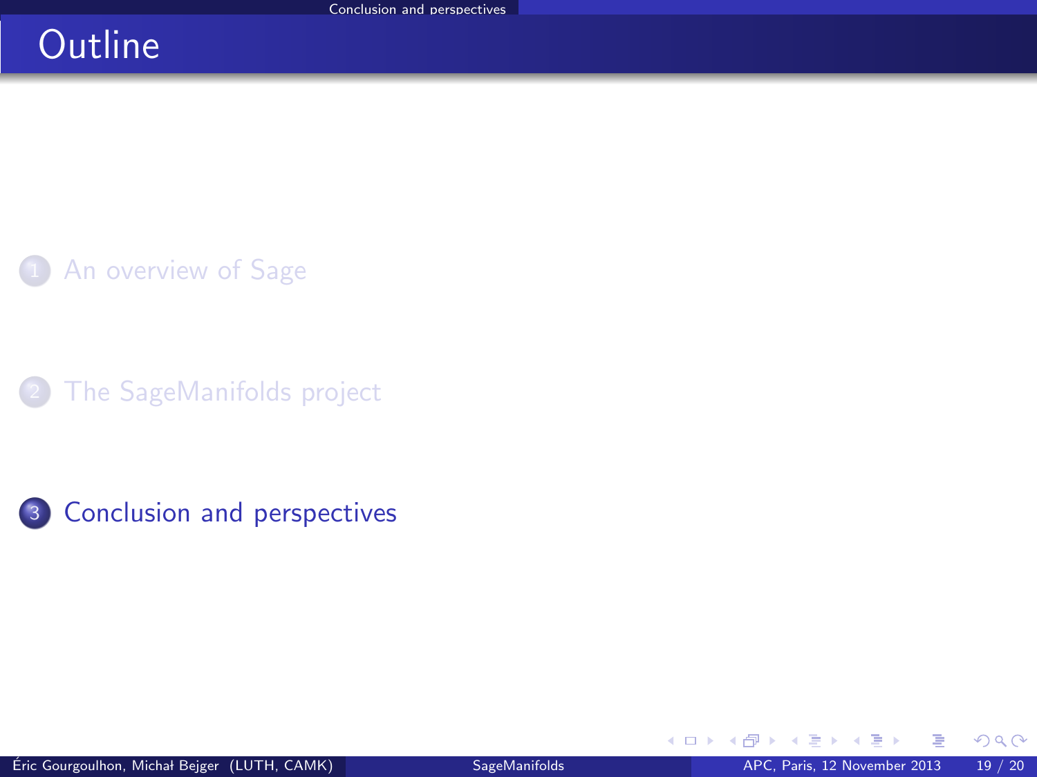# Outline

1. An overview of Sage
2. The SageManifolds project
3. Conclusion and perspectives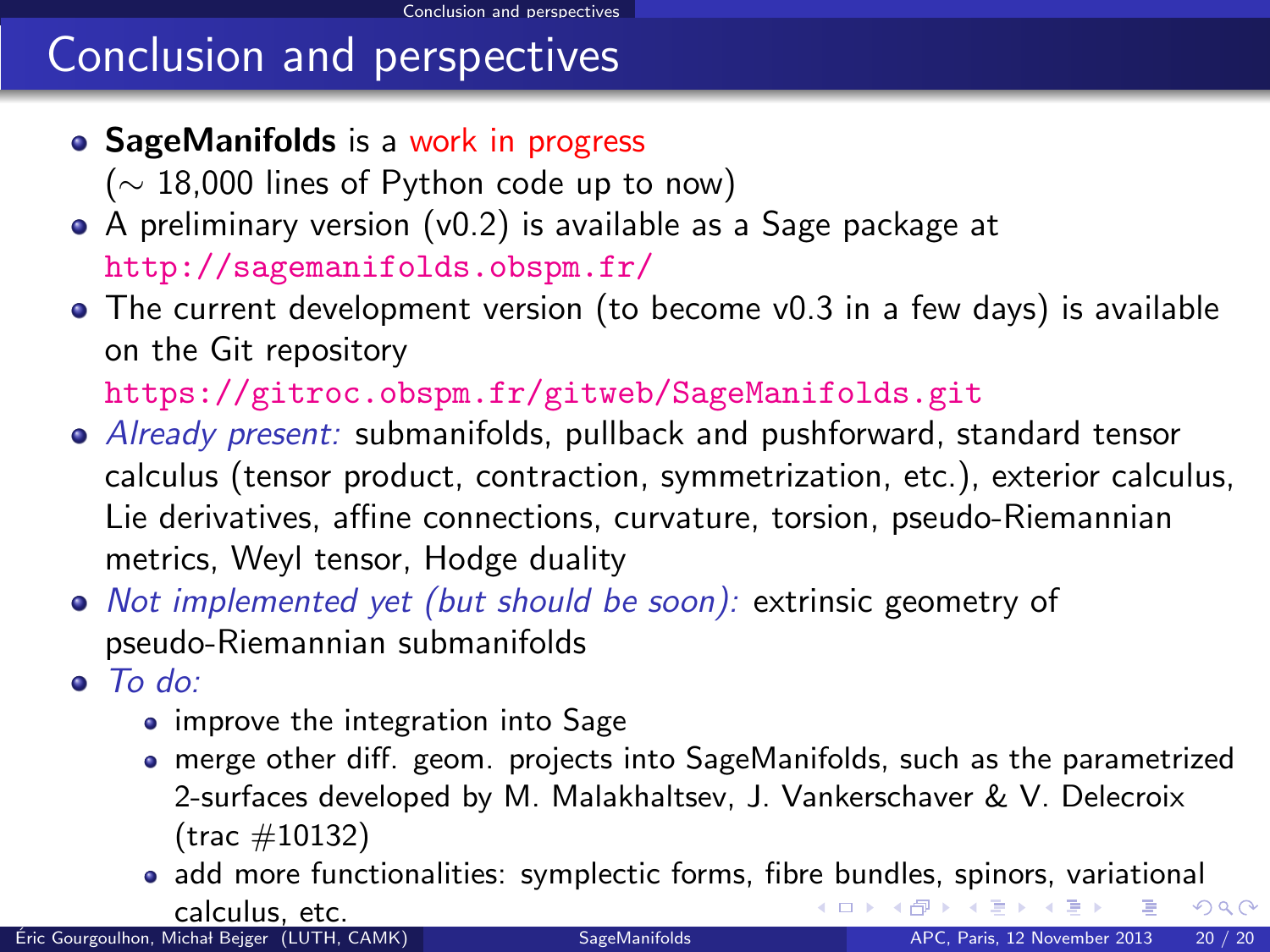# Conclusion and perspectives

- **SageManifolds** is a work in progress
  ($\sim$ 18,000 lines of Python code up to now)
- A preliminary version (v0.2) is available as a Sage package at
  http://sagemanifolds.obspm.fr/
- The current development version (to become v0.3 in a few days) is available on the Git repository
  https://gitroc.obspm.fr/gitweb/SageManifolds.git
- *Already present:* submanifolds, pullback and pushforward, standard tensor calculus (tensor product, contraction, symmetrization, etc.), exterior calculus, Lie derivatives, affine connections, curvature, torsion, pseudo-Riemannian metrics, Weyl tensor, Hodge duality
- *Not implemented yet (but should be soon):* extrinsic geometry of pseudo-Riemannian submanifolds
- *To do:*
  - improve the integration into Sage
  - merge other diff. geom. projects into SageManifolds, such as the parametrized 2-surfaces developed by M. Malakhaltsev, J. Vankerschaver & V. Delecroix (trac #10132)
  - add more functionalities: symplectic forms, fibre bundles, spinors, variational calculus, etc.